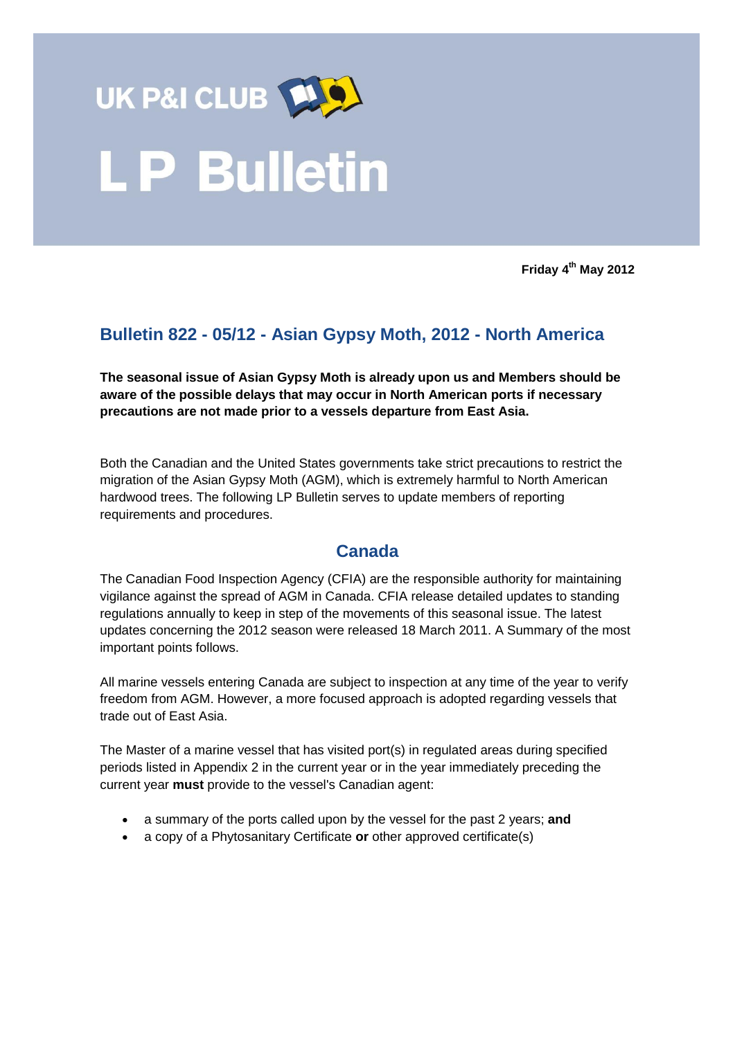# UK P&I CLUB

# L P Bulletin

**Friday 4th May 2012**

## Bulletin 822 - 05/12 - Asian Gypsy Moth, 2012 - North America

**The seasonal issue of Asian Gypsy Moth is already upon us and Members should be aware of the possible delays that may occur in North American ports if necessary precautions are not made prior to a vessels departure from East Asia.**

Both the Canadian and the United States governments take strict precautions to restrict the migration of the Asian Gypsy Moth (AGM), which is extremely harmful to North American hardwood trees. The following LP Bulletin serves to update members of reporting requirements and procedures.

### Canada

The Canadian Food Inspection Agency (CFIA) are the responsible authority for maintaining vigilance against the spread of AGM in Canada. CFIA release detailed updates to standing regulations annually to keep in step of the movements of this seasonal issue. The latest updates concerning the 2012 season were released 18 March 2011. A Summary of the most important points follows.

All marine vessels entering Canada are subject to inspection at any time of the year to verify freedom from AGM. However, a more focused approach is adopted regarding vessels that trade out of East Asia.

The Master of a marine vessel that has visited port(s) in regulated areas during specified periods listed in Appendix 2 in the current year or in the year immediately preceding the current year **must** provide to the vessel's Canadian agent:

- a summary of the ports called upon by the vessel for the past 2 years; **and**
- a copy of a Phytosanitary Certificate **or** other approved certificate(s)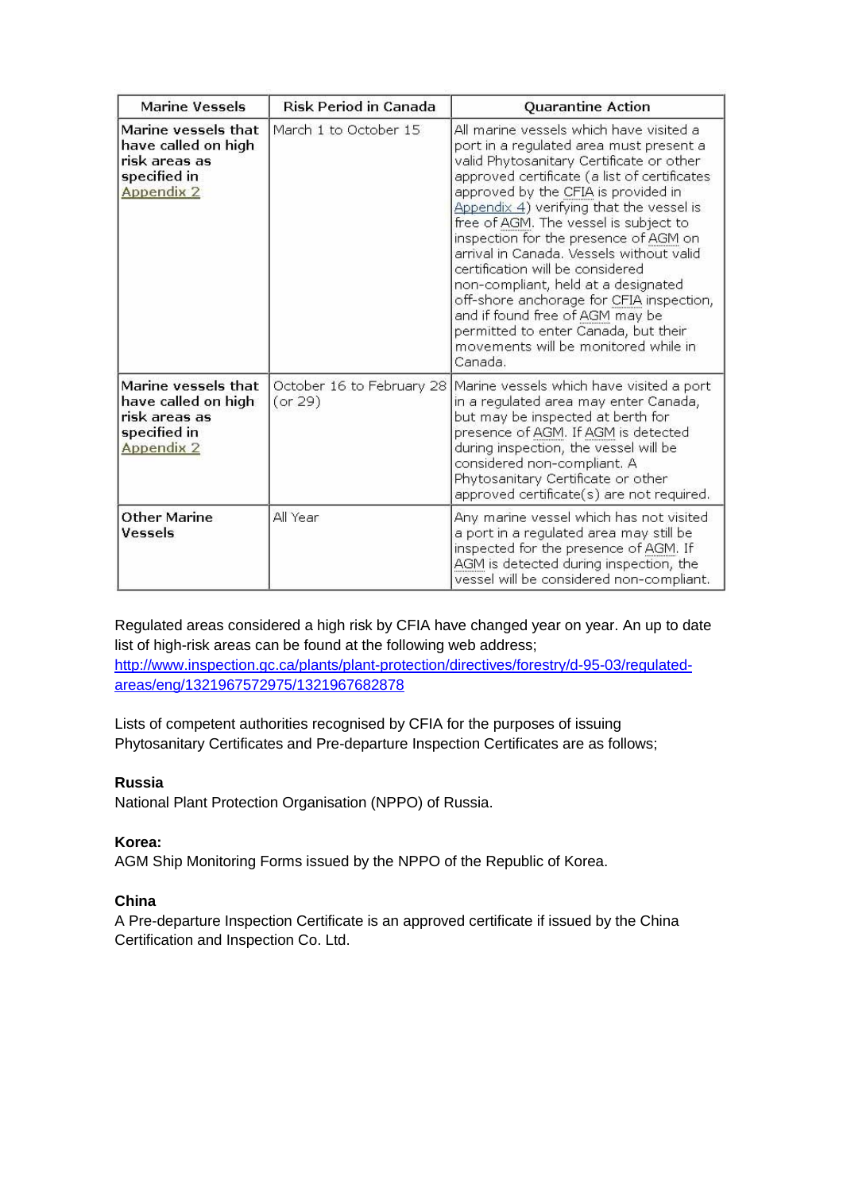| Marine Vessels | Risk Period in Canada | Quarantine Action |
|---|---|---|
| Marine vessels that have called on high risk areas as specified in Appendix 2 | March 1 to October 15 | All marine vessels which have visited a port in a regulated area must present a valid Phytosanitary Certificate or other approved certificate (a list of certificates approved by the CFIA is provided in Appendix 4) verifying that the vessel is free of AGM. The vessel is subject to inspection for the presence of AGM on arrival in Canada. Vessels without valid certification will be considered non-compliant, held at a designated off-shore anchorage for CFIA inspection, and if found free of AGM may be permitted to enter Canada, but their movements will be monitored while in Canada. |
| Marine vessels that have called on high risk areas as specified in Appendix 2 | October 16 to February 28 (or 29) | Marine vessels which have visited a port in a regulated area may enter Canada, but may be inspected at berth for presence of AGM. If AGM is detected during inspection, the vessel will be considered non-compliant. A Phytosanitary Certificate or other approved certificate(s) are not required. |
| Other Marine Vessels | All Year | Any marine vessel which has not visited a port in a regulated area may still be inspected for the presence of AGM. If AGM is detected during inspection, the vessel will be considered non-compliant. |

Regulated areas considered a high risk by CFIA have changed year on year. An up to date list of high-risk areas can be found at the following web address; http://www.inspection.gc.ca/plants/plant-protection/directives/forestry/d-95-03/regulated-areas/eng/1321967572975/1321967682878

Lists of competent authorities recognised by CFIA for the purposes of issuing Phytosanitary Certificates and Pre-departure Inspection Certificates are as follows;

**Russia**

National Plant Protection Organisation (NPPO) of Russia.

**Korea:**

AGM Ship Monitoring Forms issued by the NPPO of the Republic of Korea.

**China**

A Pre-departure Inspection Certificate is an approved certificate if issued by the China Certification and Inspection Co. Ltd.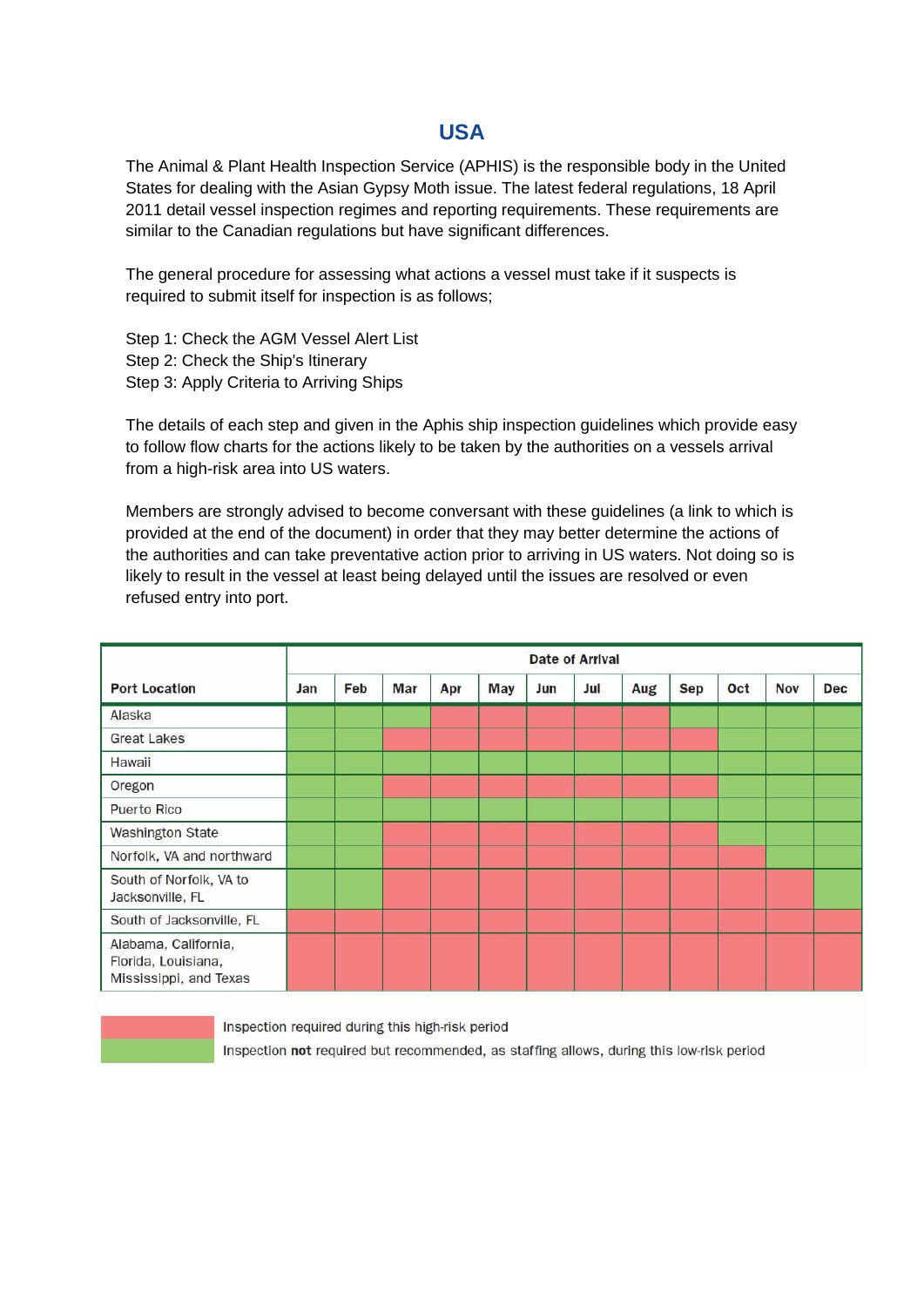## USA

The Animal & Plant Health Inspection Service (APHIS) is the responsible body in the United States for dealing with the Asian Gypsy Moth issue. The latest federal regulations, 18 April 2011 detail vessel inspection regimes and reporting requirements. These requirements are similar to the Canadian regulations but have significant differences.

The general procedure for assessing what actions a vessel must take if it suspects is required to submit itself for inspection is as follows;

Step 1: Check the AGM Vessel Alert List
Step 2: Check the Ship's Itinerary
Step 3: Apply Criteria to Arriving Ships

The details of each step and given in the Aphis ship inspection guidelines which provide easy to follow flow charts for the actions likely to be taken by the authorities on a vessels arrival from a high-risk area into US waters.

Members are strongly advised to become conversant with these guidelines (a link to which is provided at the end of the document) in order that they may better determine the actions of the authorities and can take preventative action prior to arriving in US waters. Not doing so is likely to result in the vessel at least being delayed until the issues are resolved or even refused entry into port.

| Port Location | Date of Arrival | | | | | | | | | | | |
|---|---|---|---|---|---|---|---|---|---|---|---|---|
| | Jan | Feb | Mar | Apr | May | Jun | Jul | Aug | Sep | Oct | Nov | Dec |
| Alaska | Low | Low | Low | High | High | High | High | High | Low | Low | Low | Low |
| Great Lakes | Low | Low | High | High | High | High | High | High | High | Low | Low | Low |
| Hawaii | Low | Low | Low | Low | Low | Low | Low | Low | Low | Low | Low | Low |
| Oregon | Low | Low | High | High | High | High | High | High | High | Low | Low | Low |
| Puerto Rico | Low | Low | Low | Low | Low | Low | Low | Low | Low | Low | Low | Low |
| Washington State | Low | Low | High | High | High | High | High | High | High | Low | Low | Low |
| Norfolk, VA and northward | Low | Low | High | High | High | High | High | High | High | High | Low | Low |
| South of Norfolk, VA to Jacksonville, FL | Low | Low | High | High | High | High | High | High | High | High | High | Low |
| South of Jacksonville, FL | High | High | High | High | High | High | High | High | High | High | High | High |
| Alabama, California, Florida, Louisiana, Mississippi, and Texas | High | High | High | High | High | High | High | High | High | High | High | High |

High (red): Inspection required during this high-risk period
Low (green): Inspection **not** required but recommended, as staffing allows, during this low-risk period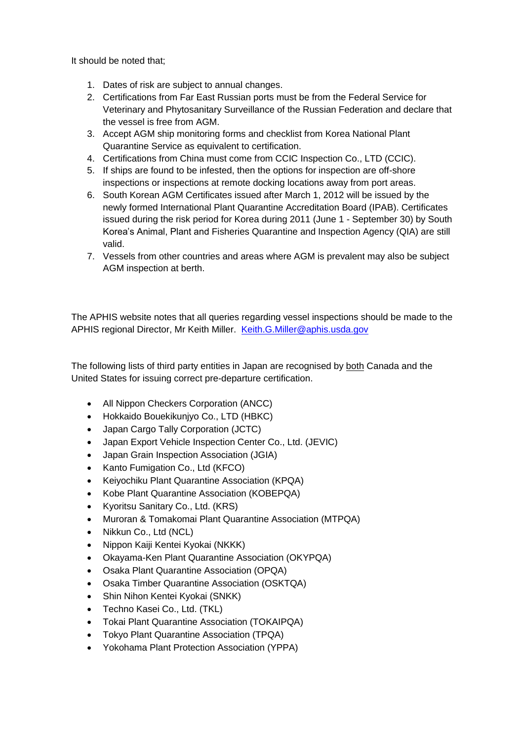It should be noted that;

1. Dates of risk are subject to annual changes.
2. Certifications from Far East Russian ports must be from the Federal Service for Veterinary and Phytosanitary Surveillance of the Russian Federation and declare that the vessel is free from AGM.
3. Accept AGM ship monitoring forms and checklist from Korea National Plant Quarantine Service as equivalent to certification.
4. Certifications from China must come from CCIC Inspection Co., LTD (CCIC).
5. If ships are found to be infested, then the options for inspection are off-shore inspections or inspections at remote docking locations away from port areas.
6. South Korean AGM Certificates issued after March 1, 2012 will be issued by the newly formed International Plant Quarantine Accreditation Board (IPAB). Certificates issued during the risk period for Korea during 2011 (June 1 - September 30) by South Korea's Animal, Plant and Fisheries Quarantine and Inspection Agency (QIA) are still valid.
7. Vessels from other countries and areas where AGM is prevalent may also be subject AGM inspection at berth.

The APHIS website notes that all queries regarding vessel inspections should be made to the APHIS regional Director, Mr Keith Miller. [Keith.G.Miller@aphis.usda.gov](mailto:Keith.G.Miller@aphis.usda.gov)

The following lists of third party entities in Japan are recognised by both Canada and the United States for issuing correct pre-departure certification.

- All Nippon Checkers Corporation (ANCC)
- Hokkaido Bouekikunjyo Co., LTD (HBKC)
- Japan Cargo Tally Corporation (JCTC)
- Japan Export Vehicle Inspection Center Co., Ltd. (JEVIC)
- Japan Grain Inspection Association (JGIA)
- Kanto Fumigation Co., Ltd (KFCO)
- Keiyochiku Plant Quarantine Association (KPQA)
- Kobe Plant Quarantine Association (KOBEPQA)
- Kyoritsu Sanitary Co., Ltd. (KRS)
- Muroran & Tomakomai Plant Quarantine Association (MTPQA)
- Nikkun Co., Ltd (NCL)
- Nippon Kaiji Kentei Kyokai (NKKK)
- Okayama-Ken Plant Quarantine Association (OKYPQA)
- Osaka Plant Quarantine Association (OPQA)
- Osaka Timber Quarantine Association (OSKTQA)
- Shin Nihon Kentei Kyokai (SNKK)
- Techno Kasei Co., Ltd. (TKL)
- Tokai Plant Quarantine Association (TOKAIPQA)
- Tokyo Plant Quarantine Association (TPQA)
- Yokohama Plant Protection Association (YPPA)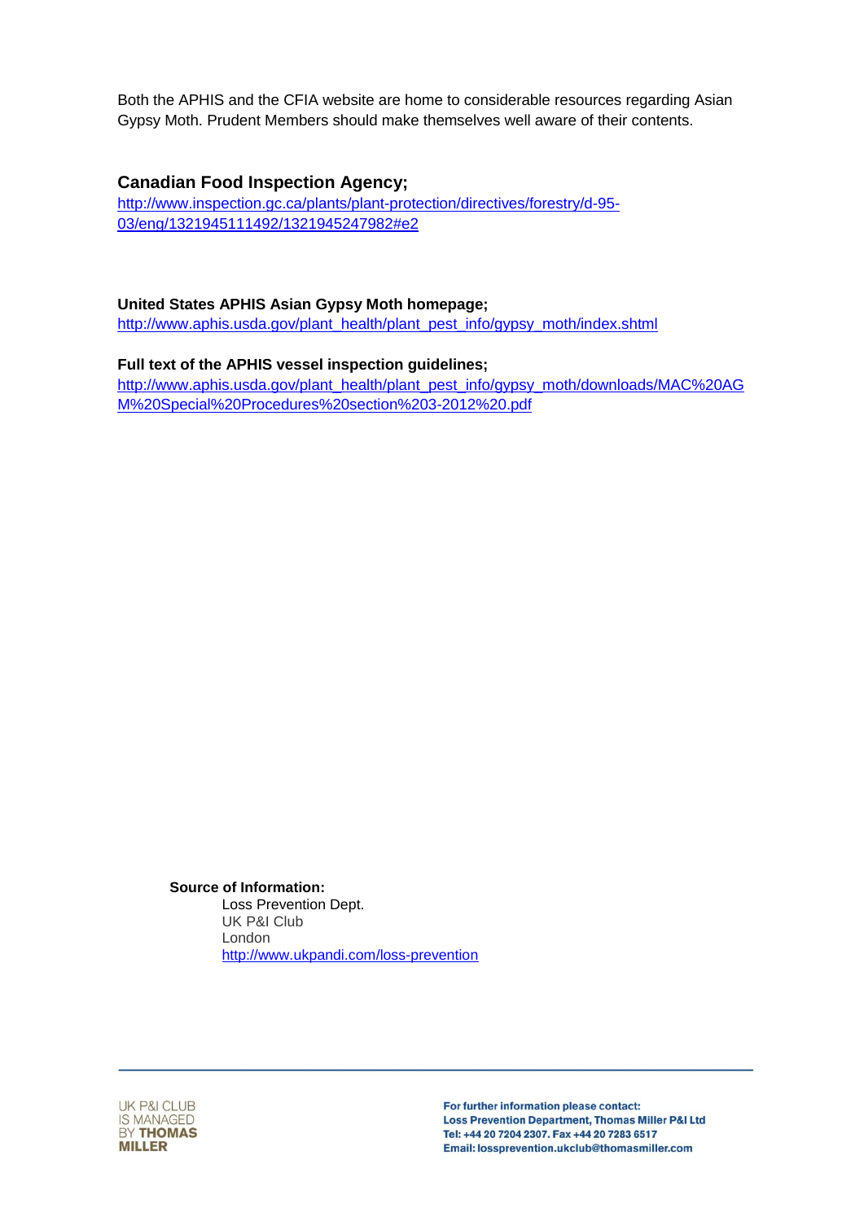Both the APHIS and the CFIA website are home to considerable resources regarding Asian Gypsy Moth. Prudent Members should make themselves well aware of their contents.

### Canadian Food Inspection Agency;

http://www.inspection.gc.ca/plants/plant-protection/directives/forestry/d-95-03/eng/1321945111492/1321945247982#e2

**United States APHIS Asian Gypsy Moth homepage;**

http://www.aphis.usda.gov/plant_health/plant_pest_info/gypsy_moth/index.shtml

**Full text of the APHIS vessel inspection guidelines;**

http://www.aphis.usda.gov/plant_health/plant_pest_info/gypsy_moth/downloads/MAC%20AGM%20Special%20Procedures%20section%203-2012%20.pdf

**Source of Information:**

Loss Prevention Dept.
UK P&I Club
London
http://www.ukpandi.com/loss-prevention

UK P&I CLUB IS MANAGED BY **THOMAS MILLER**

**For further information please contact:**
**Loss Prevention Department, Thomas Miller P&I Ltd**
**Tel: +44 20 7204 2307. Fax +44 20 7283 6517**
**Email: lossprevention.ukclub@thomasmiller.com**